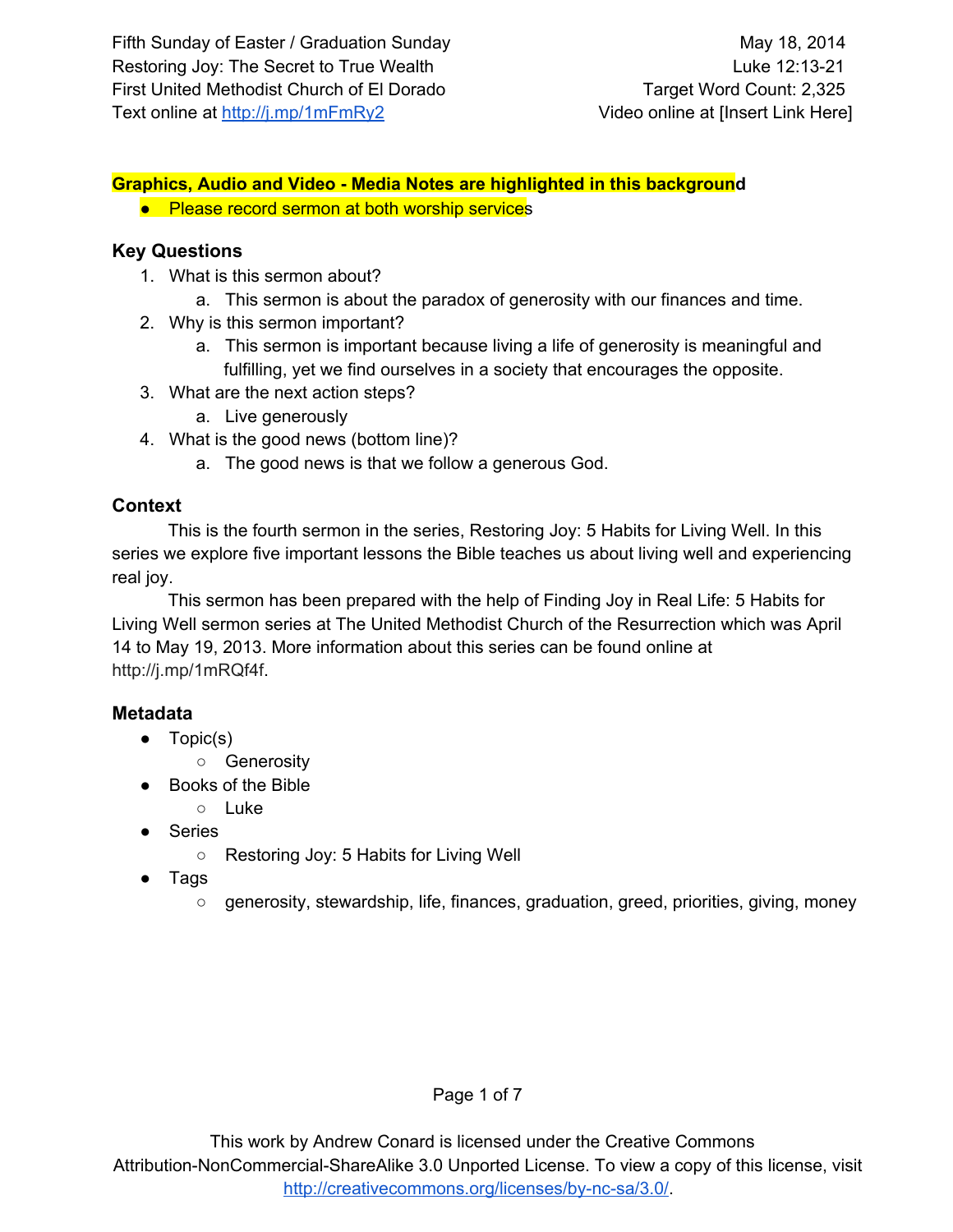Fifth Sunday of Easter / Graduation Sunday — May 18, 2014
Restoring Joy: The Secret to True Wealth — Luke 12:13-21
First United Methodist Church of El Dorado — Target Word Count: 2,325
Text online at http://j.mp/1mFmRy2 — Video online at [Insert Link Here]

**Graphics, Audio and Video - Media Notes are highlighted in this background**

- Please record sermon at both worship services

### Key Questions

1. What is this sermon about?
   a. This sermon is about the paradox of generosity with our finances and time.
2. Why is this sermon important?
   a. This sermon is important because living a life of generosity is meaningful and fulfilling, yet we find ourselves in a society that encourages the opposite.
3. What are the next action steps?
   a. Live generously
4. What is the good news (bottom line)?
   a. The good news is that we follow a generous God.

### Context

This is the fourth sermon in the series, Restoring Joy: 5 Habits for Living Well. In this series we explore five important lessons the Bible teaches us about living well and experiencing real joy.

This sermon has been prepared with the help of Finding Joy in Real Life: 5 Habits for Living Well sermon series at The United Methodist Church of the Resurrection which was April 14 to May 19, 2013. More information about this series can be found online at http://j.mp/1mRQf4f.

### Metadata

- Topic(s)
  - Generosity
- Books of the Bible
  - Luke
- Series
  - Restoring Joy: 5 Habits for Living Well
- Tags
  - generosity, stewardship, life, finances, graduation, greed, priorities, giving, money

This work by Andrew Conard is licensed under the Creative Commons Attribution-NonCommercial-ShareAlike 3.0 Unported License. To view a copy of this license, visit http://creativecommons.org/licenses/by-nc-sa/3.0/.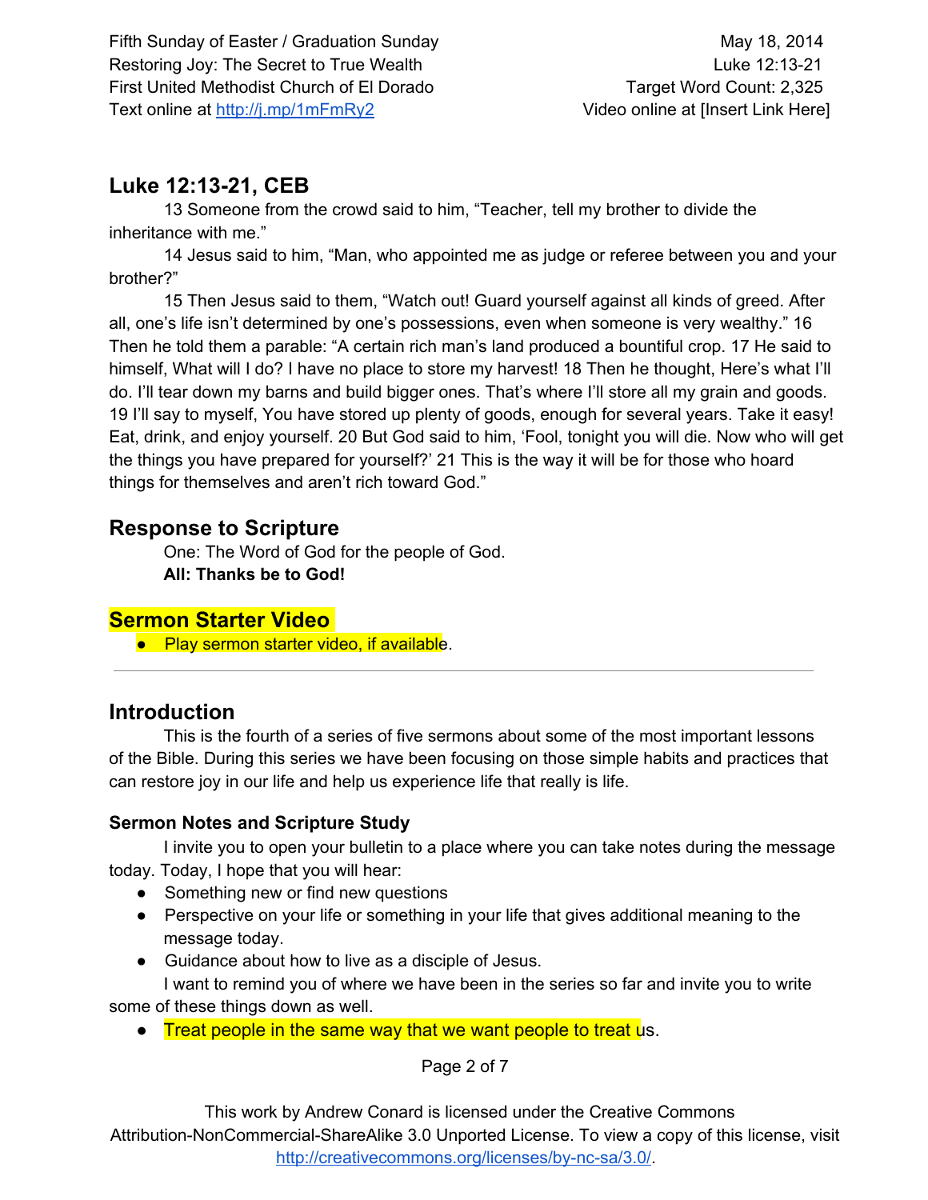## Luke 12:13-21, CEB

13 Someone from the crowd said to him, “Teacher, tell my brother to divide the inheritance with me.”

14 Jesus said to him, “Man, who appointed me as judge or referee between you and your brother?”

15 Then Jesus said to them, “Watch out! Guard yourself against all kinds of greed. After all, one’s life isn’t determined by one’s possessions, even when someone is very wealthy.” 16 Then he told them a parable: “A certain rich man’s land produced a bountiful crop. 17 He said to himself, What will I do? I have no place to store my harvest! 18 Then he thought, Here’s what I’ll do. I’ll tear down my barns and build bigger ones. That’s where I’ll store all my grain and goods. 19 I’ll say to myself, You have stored up plenty of goods, enough for several years. Take it easy! Eat, drink, and enjoy yourself. 20 But God said to him, ‘Fool, tonight you will die. Now who will get the things you have prepared for yourself?’ 21 This is the way it will be for those who hoard things for themselves and aren’t rich toward God.”

## Response to Scripture

One: The Word of God for the people of God.
**All: Thanks be to God!**

## Sermon Starter Video

- Play sermon starter video, if available.

---

## Introduction

This is the fourth of a series of five sermons about some of the most important lessons of the Bible. During this series we have been focusing on those simple habits and practices that can restore joy in our life and help us experience life that really is life.

### Sermon Notes and Scripture Study

I invite you to open your bulletin to a place where you can take notes during the message today. Today, I hope that you will hear:

- Something new or find new questions
- Perspective on your life or something in your life that gives additional meaning to the message today.
- Guidance about how to live as a disciple of Jesus.

I want to remind you of where we have been in the series so far and invite you to write some of these things down as well.

- Treat people in the same way that we want people to treat us.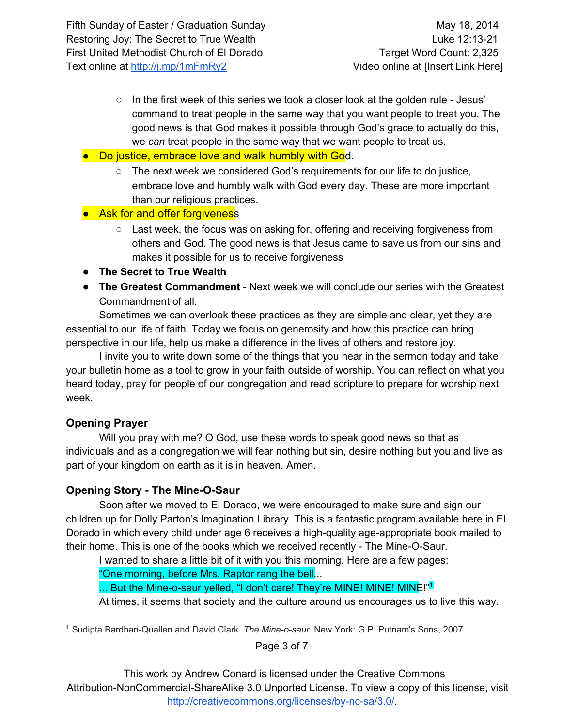- In the first week of this series we took a closer look at the golden rule - Jesus' command to treat people in the same way that you want people to treat you. The good news is that God makes it possible through God's grace to actually do this, we *can* treat people in the same way that we want people to treat us.

- Do justice, embrace love and walk humbly with God.
  - The next week we considered God's requirements for our life to do justice, embrace love and humbly walk with God every day. These are more important than our religious practices.
- Ask for and offer forgiveness
  - Last week, the focus was on asking for, offering and receiving forgiveness from others and God. The good news is that Jesus came to save us from our sins and makes it possible for us to receive forgiveness
- **The Secret to True Wealth**
- **The Greatest Commandment** - Next week we will conclude our series with the Greatest Commandment of all.

Sometimes we can overlook these practices as they are simple and clear, yet they are essential to our life of faith. Today we focus on generosity and how this practice can bring perspective in our life, help us make a difference in the lives of others and restore joy.

I invite you to write down some of the things that you hear in the sermon today and take your bulletin home as a tool to grow in your faith outside of worship. You can reflect on what you heard today, pray for people of our congregation and read scripture to prepare for worship next week.

### Opening Prayer

Will you pray with me? O God, use these words to speak good news so that as individuals and as a congregation we will fear nothing but sin, desire nothing but you and live as part of your kingdom on earth as it is in heaven. Amen.

### Opening Story - The Mine-O-Saur

Soon after we moved to El Dorado, we were encouraged to make sure and sign our children up for Dolly Parton's Imagination Library. This is a fantastic program available here in El Dorado in which every child under age 6 receives a high-quality age-appropriate book mailed to their home. This is one of the books which we received recently - The Mine-O-Saur.

I wanted to share a little bit of it with you this morning. Here are a few pages:

"One morning, before Mrs. Raptor rang the bell...

... But the Mine-o-saur yelled, "I don't care! They're MINE! MINE! MINE!"[1]

At times, it seems that society and the culture around us encourages us to live this way.

[1] Sudipta Bardhan-Quallen and David Clark. *The Mine-o-saur*. New York: G.P. Putnam's Sons, 2007.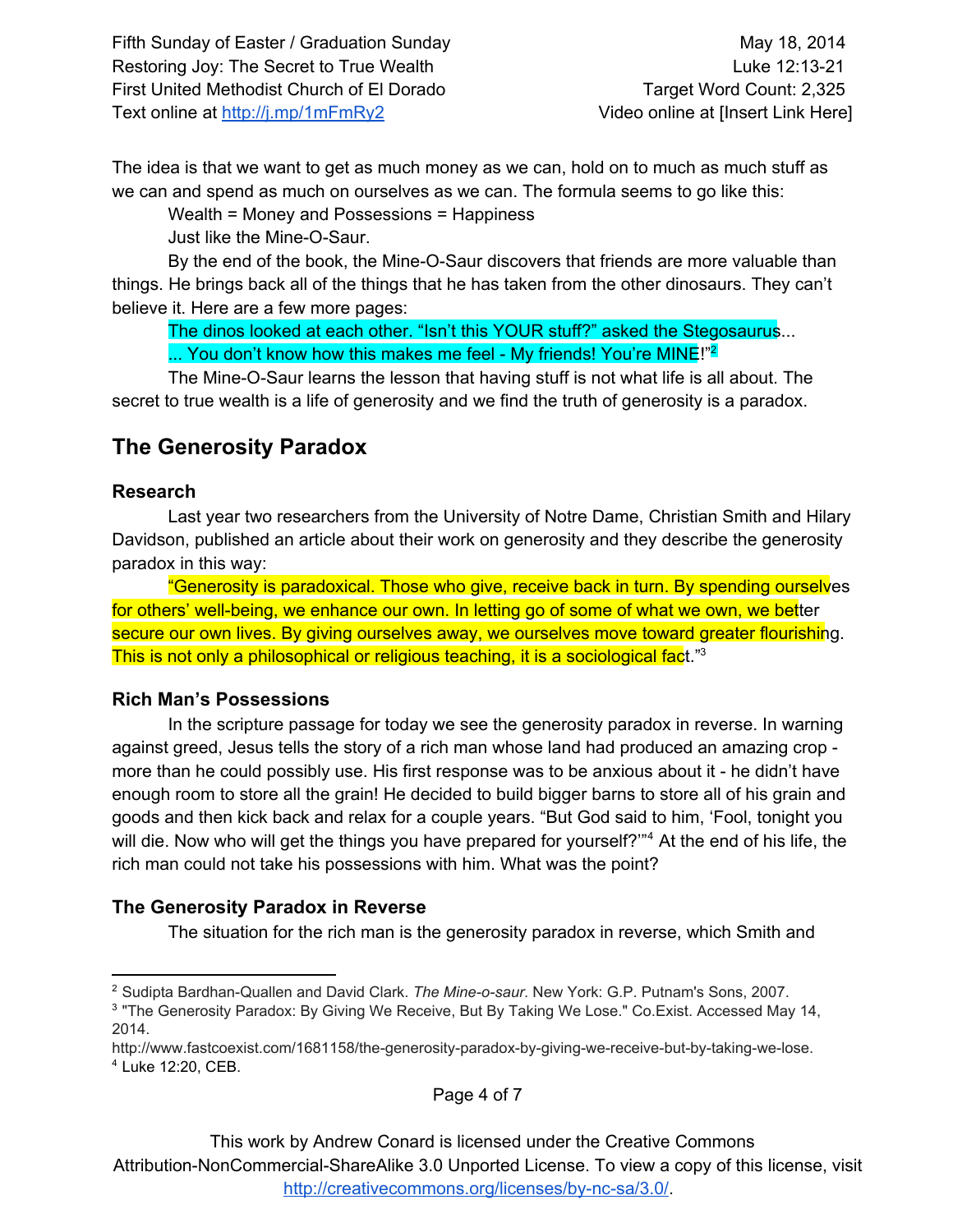The idea is that we want to get as much money as we can, hold on to much as much stuff as we can and spend as much on ourselves as we can. The formula seems to go like this:

Wealth = Money and Possessions = Happiness

Just like the Mine-O-Saur.

By the end of the book, the Mine-O-Saur discovers that friends are more valuable than things. He brings back all of the things that he has taken from the other dinosaurs. They can't believe it. Here are a few more pages:

The dinos looked at each other. "Isn't this YOUR stuff?" asked the Stegosaurus...

... You don't know how this makes me feel - My friends! You're MINE!"[2]

The Mine-O-Saur learns the lesson that having stuff is not what life is all about. The secret to true wealth is a life of generosity and we find the truth of generosity is a paradox.

## The Generosity Paradox

### Research

Last year two researchers from the University of Notre Dame, Christian Smith and Hilary Davidson, published an article about their work on generosity and they describe the generosity paradox in this way:

"Generosity is paradoxical. Those who give, receive back in turn. By spending ourselves for others' well-being, we enhance our own. In letting go of some of what we own, we better secure our own lives. By giving ourselves away, we ourselves move toward greater flourishing. This is not only a philosophical or religious teaching, it is a sociological fact."[3]

### Rich Man's Possessions

In the scripture passage for today we see the generosity paradox in reverse. In warning against greed, Jesus tells the story of a rich man whose land had produced an amazing crop - more than he could possibly use. His first response was to be anxious about it - he didn't have enough room to store all the grain! He decided to build bigger barns to store all of his grain and goods and then kick back and relax for a couple years. "But God said to him, 'Fool, tonight you will die. Now who will get the things you have prepared for yourself?'"[4] At the end of his life, the rich man could not take his possessions with him. What was the point?

### The Generosity Paradox in Reverse

The situation for the rich man is the generosity paradox in reverse, which Smith and

---

[2] Sudipta Bardhan-Quallen and David Clark. *The Mine-o-saur*. New York: G.P. Putnam's Sons, 2007.

[3] "The Generosity Paradox: By Giving We Receive, But By Taking We Lose." Co.Exist. Accessed May 14, 2014. http://www.fastcoexist.com/1681158/the-generosity-paradox-by-giving-we-receive-but-by-taking-we-lose.

[4] Luke 12:20, CEB.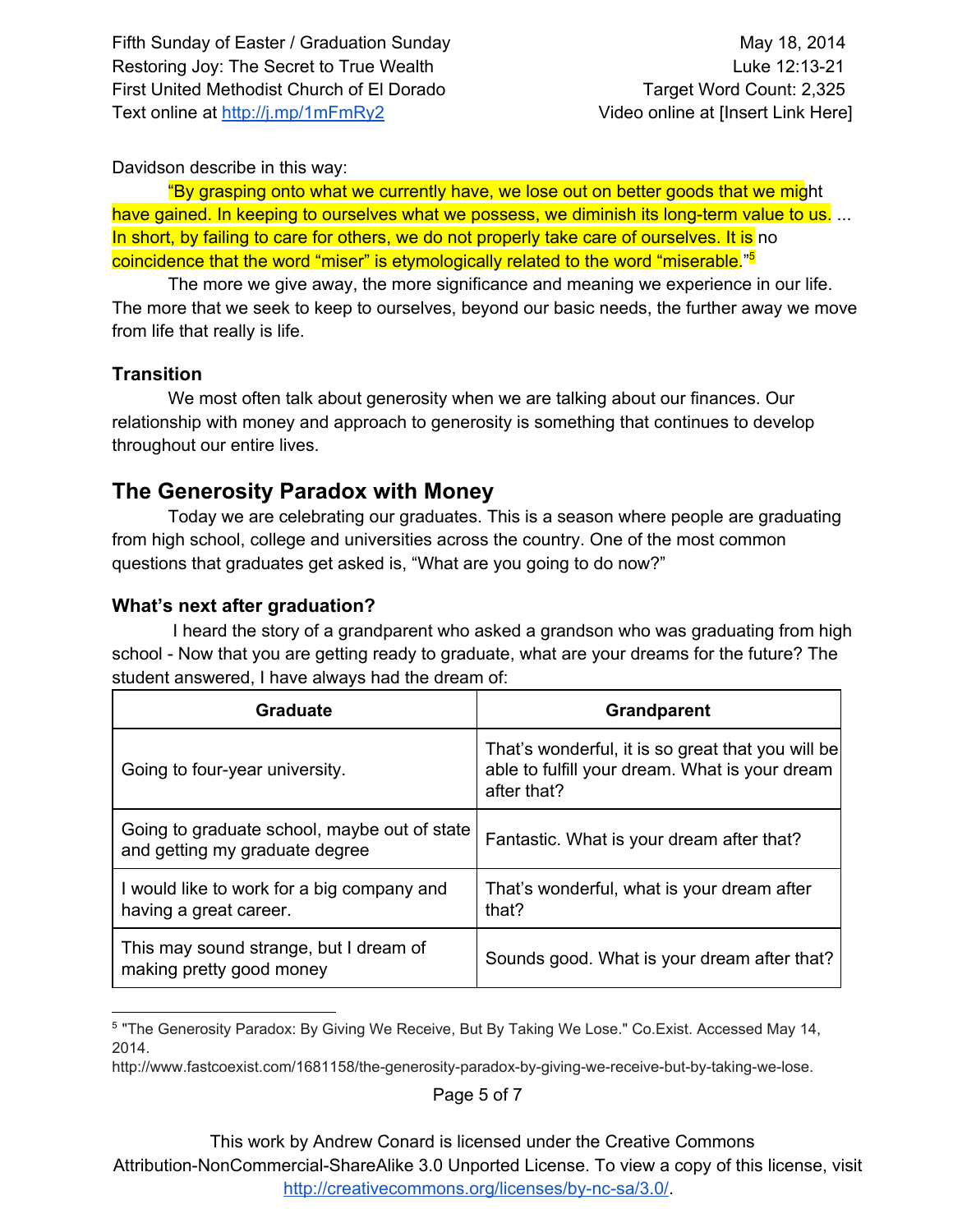Davidson describe in this way:

"By grasping onto what we currently have, we lose out on better goods that we might have gained. In keeping to ourselves what we possess, we diminish its long-term value to us. ... In short, by failing to care for others, we do not properly take care of ourselves. It is no coincidence that the word "miser" is etymologically related to the word "miserable."[5]

The more we give away, the more significance and meaning we experience in our life. The more that we seek to keep to ourselves, beyond our basic needs, the further away we move from life that really is life.

### Transition

We most often talk about generosity when we are talking about our finances. Our relationship with money and approach to generosity is something that continues to develop throughout our entire lives.

## The Generosity Paradox with Money

Today we are celebrating our graduates. This is a season where people are graduating from high school, college and universities across the country. One of the most common questions that graduates get asked is, "What are you going to do now?"

### What's next after graduation?

I heard the story of a grandparent who asked a grandson who was graduating from high school - Now that you are getting ready to graduate, what are your dreams for the future? The student answered, I have always had the dream of:

| Graduate | Grandparent |
|---|---|
| Going to four-year university. | That's wonderful, it is so great that you will be able to fulfill your dream. What is your dream after that? |
| Going to graduate school, maybe out of state and getting my graduate degree | Fantastic. What is your dream after that? |
| I would like to work for a big company and having a great career. | That's wonderful, what is your dream after that? |
| This may sound strange, but I dream of making pretty good money | Sounds good. What is your dream after that? |

[5] "The Generosity Paradox: By Giving We Receive, But By Taking We Lose." Co.Exist. Accessed May 14, 2014.
http://www.fastcoexist.com/1681158/the-generosity-paradox-by-giving-we-receive-but-by-taking-we-lose.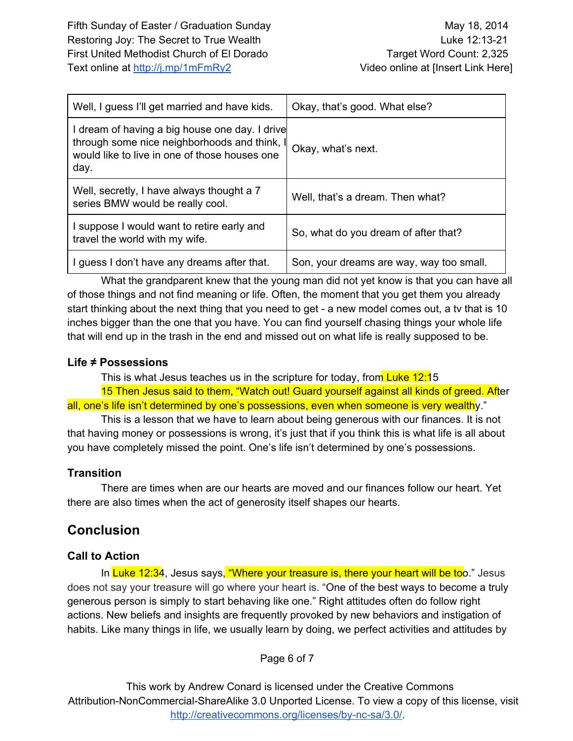| Well, I guess I'll get married and have kids. | Okay, that's good. What else? |
|---|---|
| I dream of having a big house one day. I drive through some nice neighborhoods and think, I would like to live in one of those houses one day. | Okay, what's next. |
| Well, secretly, I have always thought a 7 series BMW would be really cool. | Well, that's a dream. Then what? |
| I suppose I would want to retire early and travel the world with my wife. | So, what do you dream of after that? |
| I guess I don't have any dreams after that. | Son, your dreams are way, way too small. |

What the grandparent knew that the young man did not yet know is that you can have all of those things and not find meaning or life. Often, the moment that you get them you already start thinking about the next thing that you need to get - a new model comes out, a tv that is 10 inches bigger than the one that you have. You can find yourself chasing things your whole life that will end up in the trash in the end and missed out on what life is really supposed to be.

### Life ≠ Possessions

This is what Jesus teaches us in the scripture for today, from Luke 12:15

15 Then Jesus said to them, "Watch out! Guard yourself against all kinds of greed. After all, one's life isn't determined by one's possessions, even when someone is very wealthy."

This is a lesson that we have to learn about being generous with our finances. It is not that having money or possessions is wrong, it's just that if you think this is what life is all about you have completely missed the point. One's life isn't determined by one's possessions.

### Transition

There are times when are our hearts are moved and our finances follow our heart. Yet there are also times when the act of generosity itself shapes our hearts.

## Conclusion

### Call to Action

In Luke 12:34, Jesus says, "Where your treasure is, there your heart will be too." Jesus does not say your treasure will go where your heart is. "One of the best ways to become a truly generous person is simply to start behaving like one." Right attitudes often do follow right actions. New beliefs and insights are frequently provoked by new behaviors and instigation of habits. Like many things in life, we usually learn by doing, we perfect activities and attitudes by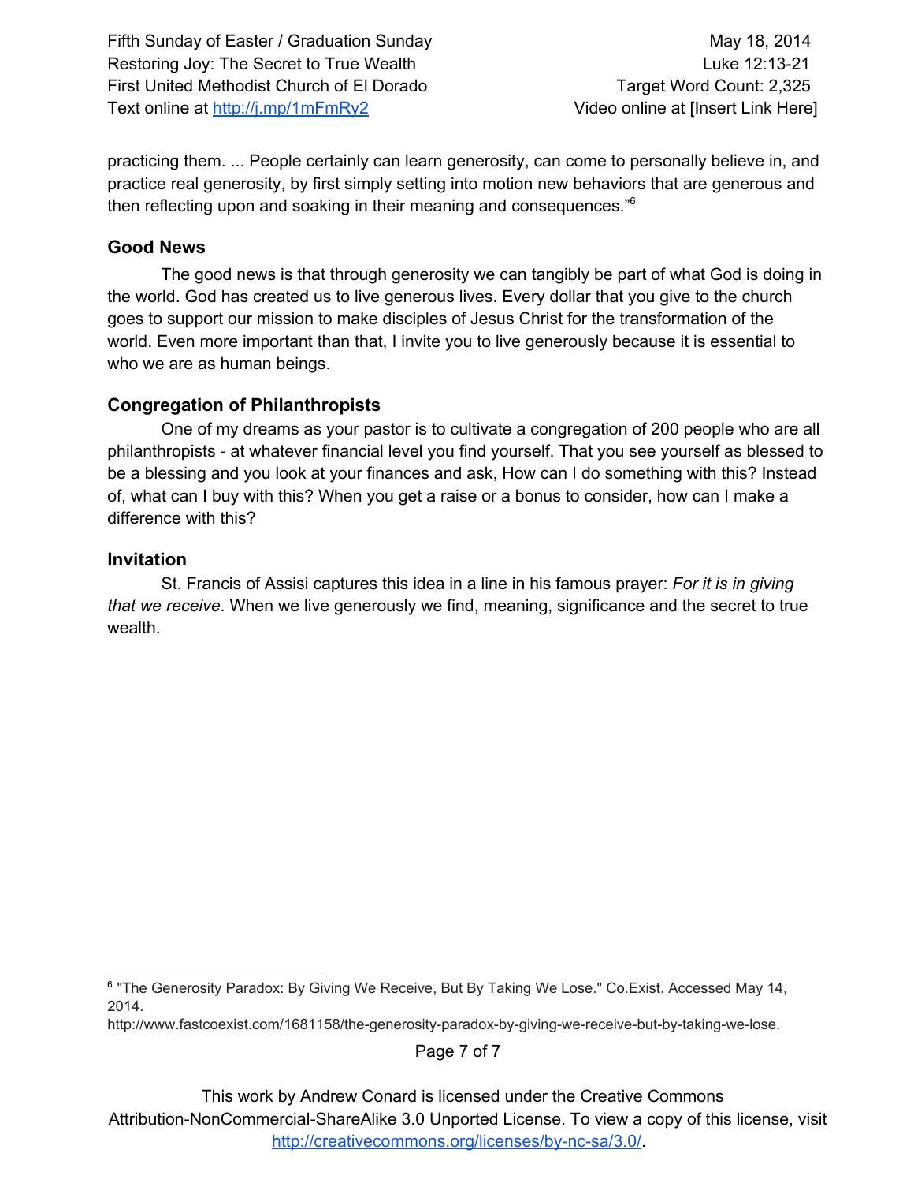practicing them. ... People certainly can learn generosity, can come to personally believe in, and practice real generosity, by first simply setting into motion new behaviors that are generous and then reflecting upon and soaking in their meaning and consequences."[6]

### Good News

The good news is that through generosity we can tangibly be part of what God is doing in the world. God has created us to live generous lives. Every dollar that you give to the church goes to support our mission to make disciples of Jesus Christ for the transformation of the world. Even more important than that, I invite you to live generously because it is essential to who we are as human beings.

### Congregation of Philanthropists

One of my dreams as your pastor is to cultivate a congregation of 200 people who are all philanthropists - at whatever financial level you find yourself. That you see yourself as blessed to be a blessing and you look at your finances and ask, How can I do something with this? Instead of, what can I buy with this? When you get a raise or a bonus to consider, how can I make a difference with this?

### Invitation

St. Francis of Assisi captures this idea in a line in his famous prayer: *For it is in giving that we receive*. When we live generously we find, meaning, significance and the secret to true wealth.

---

[6] "The Generosity Paradox: By Giving We Receive, But By Taking We Lose." Co.Exist. Accessed May 14, 2014. http://www.fastcoexist.com/1681158/the-generosity-paradox-by-giving-we-receive-but-by-taking-we-lose.

This work by Andrew Conard is licensed under the Creative Commons Attribution-NonCommercial-ShareAlike 3.0 Unported License. To view a copy of this license, visit http://creativecommons.org/licenses/by-nc-sa/3.0/.